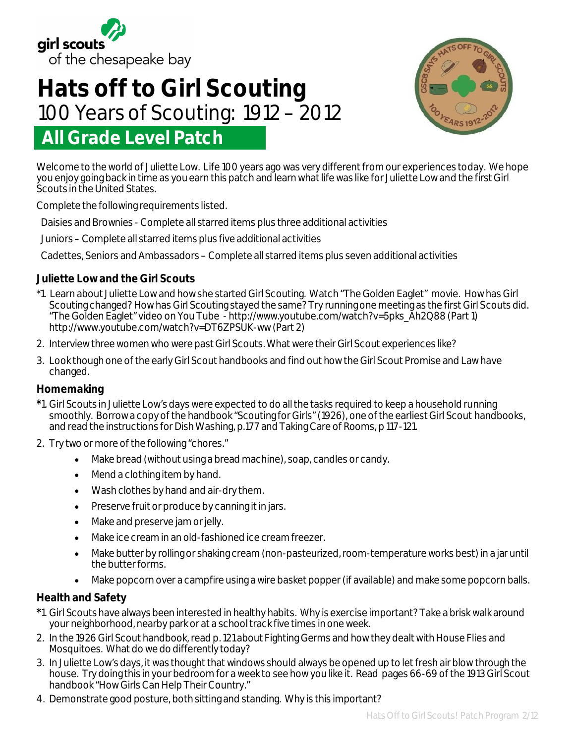girl scouts
of the chesapeake bay

# Hats off to Girl Scouting

## 100 Years of Scouting: 1912 – 2012

## All Grade Level Patch

Welcome to the world of Juliette Low. Life 100 years ago was very different from our experiences today. We hope you enjoy going back in time as you earn this patch and learn what life was like for Juliette Low and the first Girl Scouts in the United States.

Complete the following requirements listed.

Daisies and Brownies - Complete all starred items plus three additional activities

Juniors – Complete all starred items plus five additional activities

Cadettes, Seniors and Ambassadors – Complete all starred items plus seven additional activities

### Juliette Low and the Girl Scouts

*1. Learn about Juliette Low and how she started Girl Scouting. Watch "The Golden Eaglet" movie. How has Girl Scouting changed? How has Girl Scouting stayed the same? Try running one meeting as the first Girl Scouts did. "The Golden Eaglet" video on You Tube - http://www.youtube.com/watch?v=5pks_Ah2Q88 (Part 1) http://www.youtube.com/watch?v=DT6ZPSUK-ww (Part 2)

2. Interview three women who were past Girl Scouts. What were their Girl Scout experiences like?

3. Look though one of the early Girl Scout handbooks and find out how the Girl Scout Promise and Law have changed.

### Homemaking

*1. Girl Scouts in Juliette Low's days were expected to do all the tasks required to keep a household running smoothly. Borrow a copy of the handbook "Scouting for Girls" (1926), one of the earliest Girl Scout handbooks, and read the instructions for Dish Washing, p.177 and Taking Care of Rooms, p 117-121.

2. Try two or more of the following "chores."
   - Make bread (without using a bread machine), soap, candles or candy.
   - Mend a clothing item by hand.
   - Wash clothes by hand and air-dry them.
   - Preserve fruit or produce by canning it in jars.
   - Make and preserve jam or jelly.
   - Make ice cream in an old-fashioned ice cream freezer.
   - Make butter by rolling or shaking cream (non-pasteurized, room-temperature works best) in a jar until the butter forms.
   - Make popcorn over a campfire using a wire basket popper (if available) and make some popcorn balls.

### Health and Safety

*1. Girl Scouts have always been interested in healthy habits. Why is exercise important? Take a brisk walk around your neighborhood, nearby park or at a school track five times in one week.

2. In the 1926 Girl Scout handbook, read p. 121 about Fighting Germs and how they dealt with House Flies and Mosquitoes. What do we do differently today?

3. In Juliette Low's days, it was thought that windows should always be opened up to let fresh air blow through the house. Try doing this in your bedroom for a week to see how you like it. Read pages 66-69 of the 1913 Girl Scout handbook "How Girls Can Help Their Country."

4. Demonstrate good posture, both sitting and standing. Why is this important?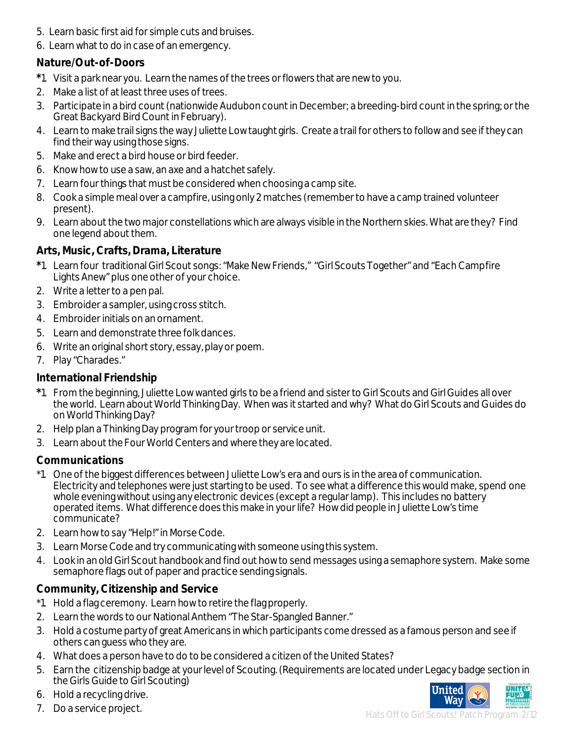5. Learn basic first aid for simple cuts and bruises.
6. Learn what to do in case of an emergency.

**Nature/Out-of-Doors**

*1. Visit a park near you. Learn the names of the trees or flowers that are new to you.
2. Make a list of at least three uses of trees.
3. Participate in a bird count (nationwide Audubon count in December; a breeding-bird count in the spring; or the Great Backyard Bird Count in February).
4. Learn to make trail signs the way Juliette Low taught girls. Create a trail for others to follow and see if they can find their way using those signs.
5. Make and erect a bird house or bird feeder.
6. Know how to use a saw, an axe and a hatchet safely.
7. Learn four things that must be considered when choosing a camp site.
8. Cook a simple meal over a campfire, using only 2 matches (remember to have a camp trained volunteer present).
9. Learn about the two major constellations which are always visible in the Northern skies. What are they? Find one legend about them.

**Arts, Music, Crafts, Drama, Literature**

*1. Learn four traditional Girl Scout songs: "Make New Friends," "Girl Scouts Together" and "Each Campfire Lights Anew" plus one other of your choice.
2. Write a letter to a pen pal.
3. Embroider a sampler, using cross stitch.
4. Embroider initials on an ornament.
5. Learn and demonstrate three folk dances.
6. Write an original short story, essay, play or poem.
7. Play "Charades."

**International Friendship**

*1. From the beginning, Juliette Low wanted girls to be a friend and sister to Girl Scouts and Girl Guides all over the world. Learn about World Thinking Day. When was it started and why? What do Girl Scouts and Guides do on World Thinking Day?
2. Help plan a Thinking Day program for your troop or service unit.
3. Learn about the Four World Centers and where they are located.

**Communications**

*1. One of the biggest differences between Juliette Low's era and ours is in the area of communication. Electricity and telephones were just starting to be used. To see what a difference this would make, spend one whole evening without using any electronic devices (except a regular lamp). This includes no battery operated items. What difference does this make in your life? How did people in Juliette Low's time communicate?
2. Learn how to say "Help!" in Morse Code.
3. Learn Morse Code and try communicating with someone using this system.
4. Look in an old Girl Scout handbook and find out how to send messages using a semaphore system. Make some semaphore flags out of paper and practice sending signals.

**Community, Citizenship and Service**

*1. Hold a flag ceremony. Learn how to retire the flag properly.
2. Learn the words to our National Anthem "The Star-Spangled Banner."
3. Hold a costume party of great Americans in which participants come dressed as a famous person and see if others can guess who they are.
4. What does a person have to do to be considered a citizen of the United States?
5. Earn the citizenship badge at your level of Scouting. (Requirements are located under Legacy badge section in the Girls Guide to Girl Scouting)
6. Hold a recycling drive.
7. Do a service project.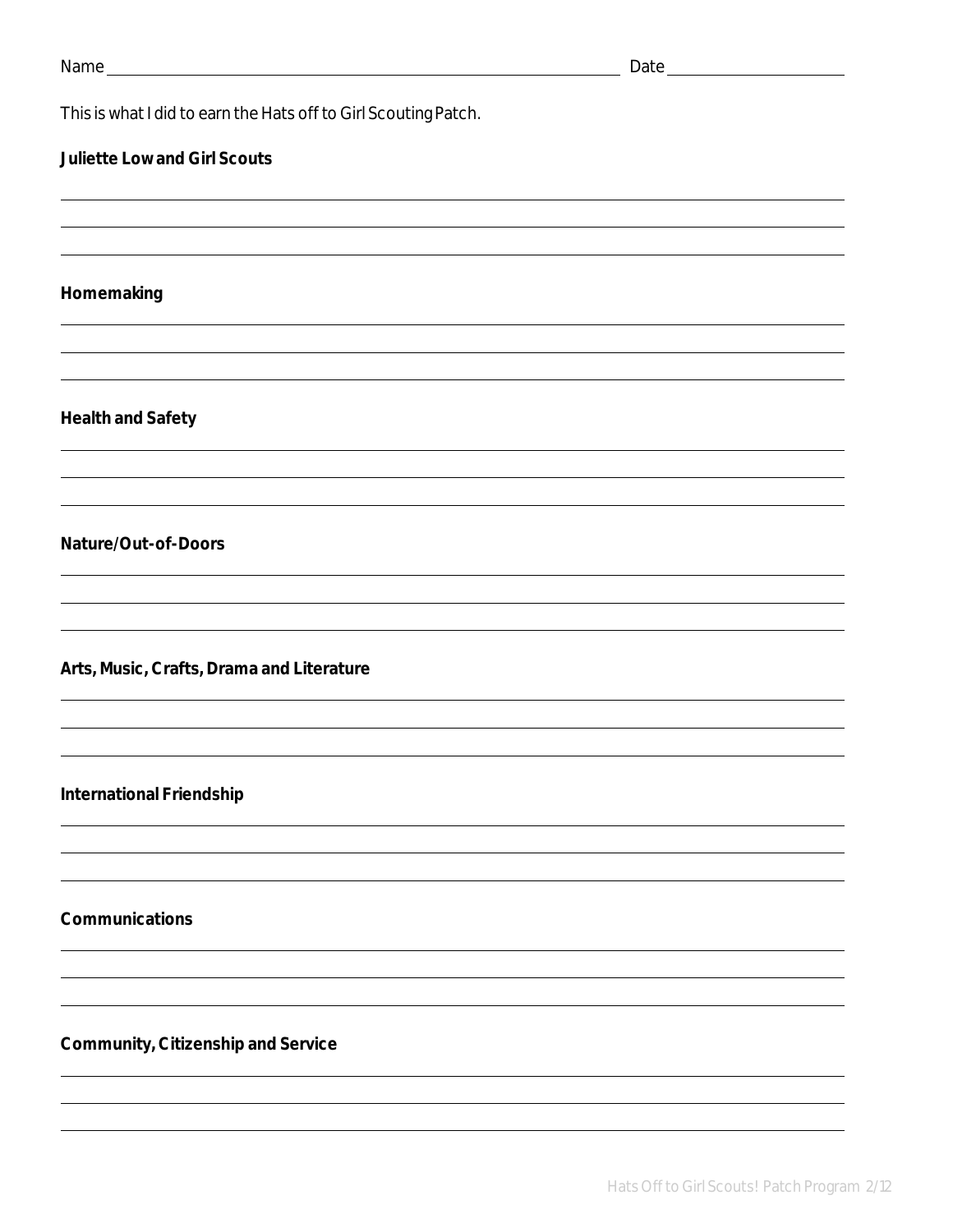Name ______________________________________________ Date ____________________

This is what I did to earn the Hats off to Girl Scouting Patch.

**Juliette Low and Girl Scouts**

______________________________________________________________________________

______________________________________________________________________________

______________________________________________________________________________

**Homemaking**

______________________________________________________________________________

______________________________________________________________________________

______________________________________________________________________________

**Health and Safety**

______________________________________________________________________________

______________________________________________________________________________

______________________________________________________________________________

**Nature/Out-of-Doors**

______________________________________________________________________________

______________________________________________________________________________

______________________________________________________________________________

**Arts, Music, Crafts, Drama and Literature**

______________________________________________________________________________

______________________________________________________________________________

______________________________________________________________________________

**International Friendship**

______________________________________________________________________________

______________________________________________________________________________

______________________________________________________________________________

**Communications**

______________________________________________________________________________

______________________________________________________________________________

______________________________________________________________________________

**Community, Citizenship and Service**

______________________________________________________________________________

______________________________________________________________________________

______________________________________________________________________________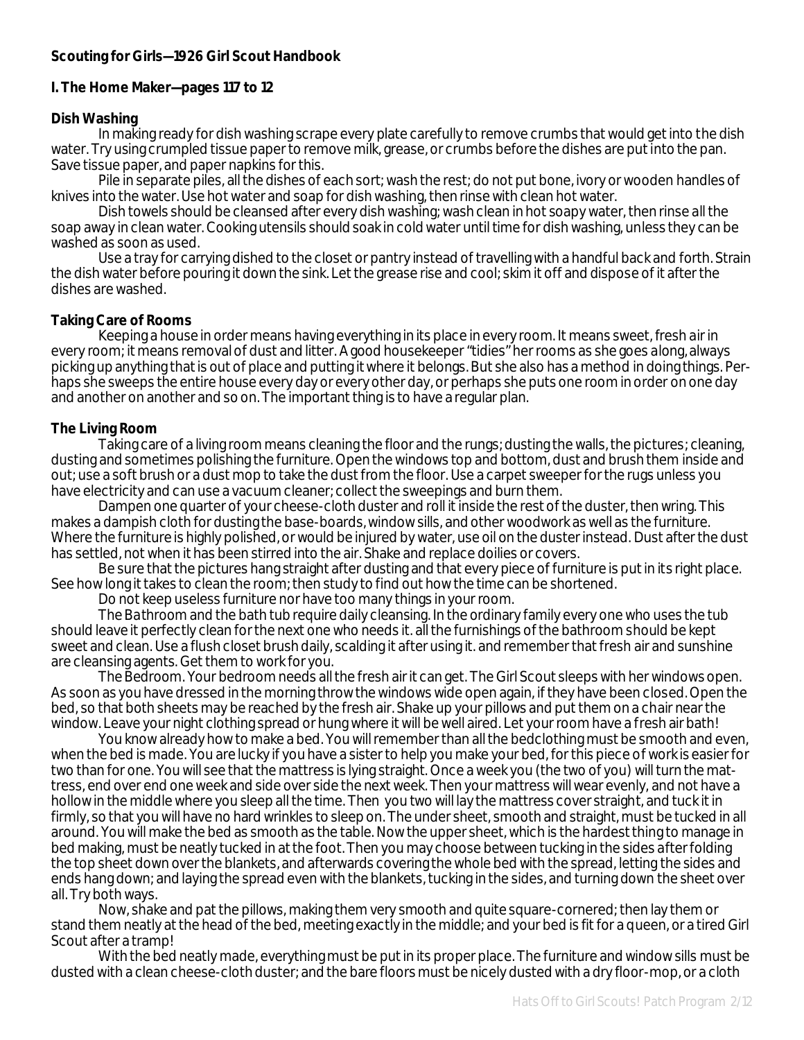**Scouting for Girls—1926 Girl Scout Handbook**

**I. The Home Maker—pages 117 to 12**

**Dish Washing**

In making ready for dish washing scrape every plate carefully to remove crumbs that would get into the dish water. Try using crumpled tissue paper to remove milk, grease, or crumbs before the dishes are put into the pan. Save tissue paper, and paper napkins for this.

Pile in separate piles, all the dishes of each sort; wash the rest; do not put bone, ivory or wooden handles of knives into the water. Use hot water and soap for dish washing, then rinse with clean hot water.

Dish towels should be cleansed after every dish washing; wash clean in hot soapy water, then rinse all the soap away in clean water. Cooking utensils should soak in cold water until time for dish washing, unless they can be washed as soon as used.

Use a tray for carrying dished to the closet or pantry instead of travelling with a handful back and forth. Strain the dish water before pouring it down the sink. Let the grease rise and cool; skim it off and dispose of it after the dishes are washed.

**Taking Care of Rooms**

Keeping a house in order means having everything in its place in every room. It means sweet, fresh air in every room; it means removal of dust and litter. A good housekeeper "tidies" her rooms as she goes along, always picking up anything that is out of place and putting it where it belongs. But she also has a method in doing things. Perhaps she sweeps the entire house every day or every other day, or perhaps she puts one room in order on one day and another on another and so on. The important thing is to have a regular plan.

**The Living Room**

Taking care of a living room means cleaning the floor and the rungs; dusting the walls, the pictures; cleaning, dusting and sometimes polishing the furniture. Open the windows top and bottom, dust and brush them inside and out; use a soft brush or a dust mop to take the dust from the floor. Use a carpet sweeper for the rugs unless you have electricity and can use a vacuum cleaner; collect the sweepings and burn them.

Dampen one quarter of your cheese-cloth duster and roll it inside the rest of the duster, then wring. This makes a dampish cloth for dusting the base-boards, window sills, and other woodwork as well as the furniture. Where the furniture is highly polished, or would be injured by water, use oil on the duster instead. Dust after the dust has settled, not when it has been stirred into the air. Shake and replace doilies or covers.

Be sure that the pictures hang straight after dusting and that every piece of furniture is put in its right place. See how long it takes to clean the room; then study to find out how the time can be shortened.

Do not keep useless furniture nor have too many things in your room.

The Bathroom and the bath tub require daily cleansing. In the ordinary family every one who uses the tub should leave it perfectly clean for the next one who needs it. all the furnishings of the bathroom should be kept sweet and clean. Use a flush closet brush daily, scalding it after using it. and remember that fresh air and sunshine are cleansing agents. Get them to work for you.

The Bedroom. Your bedroom needs all the fresh air it can get. The Girl Scout sleeps with her windows open. As soon as you have dressed in the morning throw the windows wide open again, if they have been closed. Open the bed, so that both sheets may be reached by the fresh air. Shake up your pillows and put them on a chair near the window. Leave your night clothing spread or hung where it will be well aired. Let your room have a fresh air bath!

You know already how to make a bed. You will remember than all the bedclothing must be smooth and even, when the bed is made. You are lucky if you have a sister to help you make your bed, for this piece of work is easier for two than for one. You will see that the mattress is lying straight. Once a week you (the two of you) will turn the mattress, end over end one week and side over side the next week. Then your mattress will wear evenly, and not have a hollow in the middle where you sleep all the time. Then you two will lay the mattress cover straight, and tuck it in firmly, so that you will have no hard wrinkles to sleep on. The under sheet, smooth and straight, must be tucked in all around. You will make the bed as smooth as the table. Now the upper sheet, which is the hardest thing to manage in bed making, must be neatly tucked in at the foot. Then you may choose between tucking in the sides after folding the top sheet down over the blankets, and afterwards covering the whole bed with the spread, letting the sides and ends hang down; and laying the spread even with the blankets, tucking in the sides, and turning down the sheet over all. Try both ways.

Now, shake and pat the pillows, making them very smooth and quite square-cornered; then lay them or stand them neatly at the head of the bed, meeting exactly in the middle; and your bed is fit for a queen, or a tired Girl Scout after a tramp!

With the bed neatly made, everything must be put in its proper place. The furniture and window sills must be dusted with a clean cheese-cloth duster; and the bare floors must be nicely dusted with a dry floor-mop, or a cloth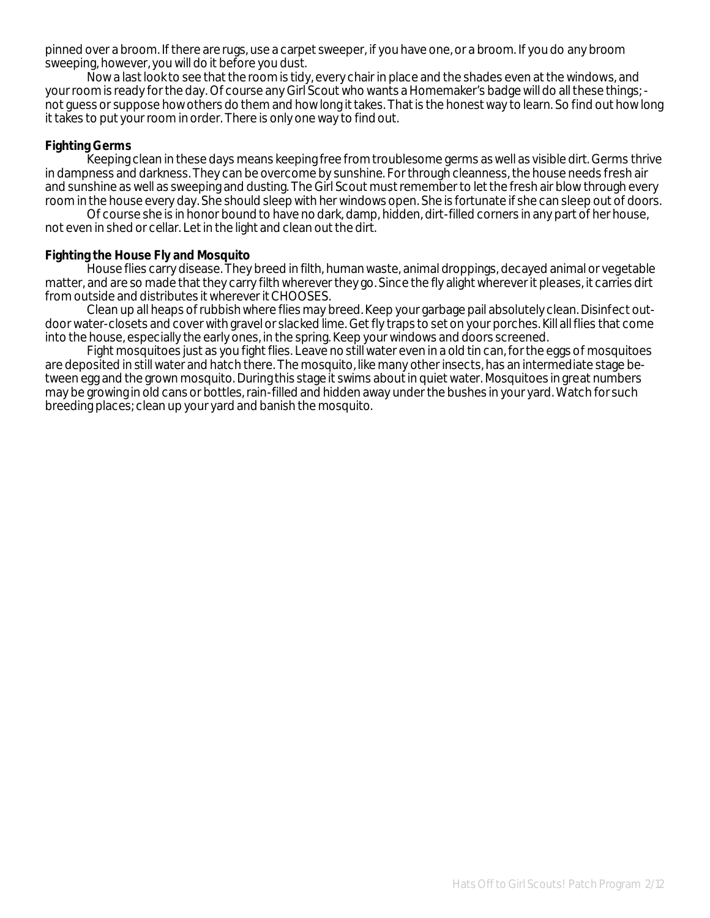pinned over a broom. If there are rugs, use a carpet sweeper, if you have one, or a broom. If you do any broom sweeping, however, you will do it before you dust.

Now a last look to see that the room is tidy, every chair in place and the shades even at the windows, and your room is ready for the day. Of course any Girl Scout who wants a Homemaker's badge will do all these things; - not guess or suppose how others do them and how long it takes. That is the honest way to learn. So find out how long it takes to put your room in order. There is only one way to find out.

**Fighting Germs**

Keeping clean in these days means keeping free from troublesome germs as well as visible dirt. Germs thrive in dampness and darkness. They can be overcome by sunshine. For through cleanness, the house needs fresh air and sunshine as well as sweeping and dusting. The Girl Scout must remember to let the fresh air blow through every room in the house every day. She should sleep with her windows open. She is fortunate if she can sleep out of doors.

Of course she is in honor bound to have no dark, damp, hidden, dirt-filled corners in any part of her house, not even in shed or cellar. Let in the light and clean out the dirt.

**Fighting the House Fly and Mosquito**

House flies carry disease. They breed in filth, human waste, animal droppings, decayed animal or vegetable matter, and are so made that they carry filth wherever they go. Since the fly alight wherever it pleases, it carries dirt from outside and distributes it wherever it CHOOSES.

Clean up all heaps of rubbish where flies may breed. Keep your garbage pail absolutely clean. Disinfect out-door water-closets and cover with gravel or slacked lime. Get fly traps to set on your porches. Kill all flies that come into the house, especially the early ones, in the spring. Keep your windows and doors screened.

Fight mosquitoes just as you fight flies. Leave no still water even in a old tin can, for the eggs of mosquitoes are deposited in still water and hatch there. The mosquito, like many other insects, has an intermediate stage between egg and the grown mosquito. During this stage it swims about in quiet water. Mosquitoes in great numbers may be growing in old cans or bottles, rain-filled and hidden away under the bushes in your yard. Watch for such breeding places; clean up your yard and banish the mosquito.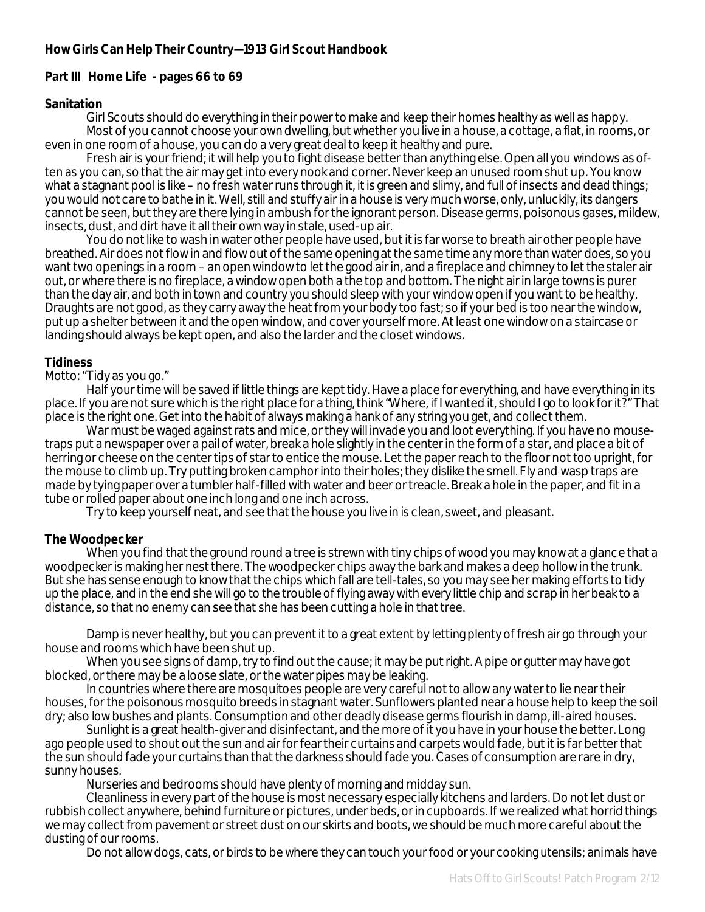**How Girls Can Help Their Country—1913 Girl Scout Handbook**

**Part III Home Life - pages 66 to 69**

**Sanitation**

Girl Scouts should do everything in their power to make and keep their homes healthy as well as happy.

Most of you cannot choose your own dwelling, but whether you live in a house, a cottage, a flat, in rooms, or even in one room of a house, you can do a very great deal to keep it healthy and pure.

Fresh air is your friend; it will help you to fight disease better than anything else. Open all you windows as often as you can, so that the air may get into every nook and corner. Never keep an unused room shut up. You know what a stagnant pool is like – no fresh water runs through it, it is green and slimy, and full of insects and dead things; you would not care to bathe in it. Well, still and stuffy air in a house is very much worse, only, unluckily, its dangers cannot be seen, but they are there lying in ambush for the ignorant person. Disease germs, poisonous gases, mildew, insects, dust, and dirt have it all their own way in stale, used-up air.

You do not like to wash in water other people have used, but it is far worse to breath air other people have breathed. Air does not flow in and flow out of the same opening at the same time any more than water does, so you want two openings in a room – an open window to let the good air in, and a fireplace and chimney to let the staler air out, or where there is no fireplace, a window open both a the top and bottom. The night air in large towns is purer than the day air, and both in town and country you should sleep with your window open if you want to be healthy. Draughts are not good, as they carry away the heat from your body too fast; so if your bed is too near the window, put up a shelter between it and the open window, and cover yourself more. At least one window on a staircase or landing should always be kept open, and also the larder and the closet windows.

**Tidiness**

Motto: "Tidy as you go."

Half your time will be saved if little things are kept tidy. Have a place for everything, and have everything in its place. If you are not sure which is the right place for a thing, think "Where, if I wanted it, should I go to look for it?" That place is the right one. Get into the habit of always making a hank of any string you get, and collect them.

War must be waged against rats and mice, or they will invade you and loot everything. If you have no mousetraps put a newspaper over a pail of water, break a hole slightly in the center in the form of a star, and place a bit of herring or cheese on the center tips of star to entice the mouse. Let the paper reach to the floor not too upright, for the mouse to climb up. Try putting broken camphor into their holes; they dislike the smell. Fly and wasp traps are made by tying paper over a tumbler half-filled with water and beer or treacle. Break a hole in the paper, and fit in a tube or rolled paper about one inch long and one inch across.

Try to keep yourself neat, and see that the house you live in is clean, sweet, and pleasant.

**The Woodpecker**

When you find that the ground round a tree is strewn with tiny chips of wood you may know at a glance that a woodpecker is making her nest there. The woodpecker chips away the bark and makes a deep hollow in the trunk. But she has sense enough to know that the chips which fall are tell-tales, so you may see her making efforts to tidy up the place, and in the end she will go to the trouble of flying away with every little chip and scrap in her beak to a distance, so that no enemy can see that she has been cutting a hole in that tree.

Damp is never healthy, but you can prevent it to a great extent by letting plenty of fresh air go through your house and rooms which have been shut up.

When you see signs of damp, try to find out the cause; it may be put right. A pipe or gutter may have got blocked, or there may be a loose slate, or the water pipes may be leaking.

In countries where there are mosquitoes people are very careful not to allow any water to lie near their houses, for the poisonous mosquito breeds in stagnant water. Sunflowers planted near a house help to keep the soil dry; also low bushes and plants. Consumption and other deadly disease germs flourish in damp, ill-aired houses.

Sunlight is a great health-giver and disinfectant, and the more of it you have in your house the better. Long ago people used to shout out the sun and air for fear their curtains and carpets would fade, but it is far better that the sun should fade your curtains than that the darkness should fade you. Cases of consumption are rare in dry, sunny houses.

Nurseries and bedrooms should have plenty of morning and midday sun.

Cleanliness in every part of the house is most necessary especially kitchens and larders. Do not let dust or rubbish collect anywhere, behind furniture or pictures, under beds, or in cupboards. If we realized what horrid things we may collect from pavement or street dust on our skirts and boots, we should be much more careful about the dusting of our rooms.

Do not allow dogs, cats, or birds to be where they can touch your food or your cooking utensils; animals have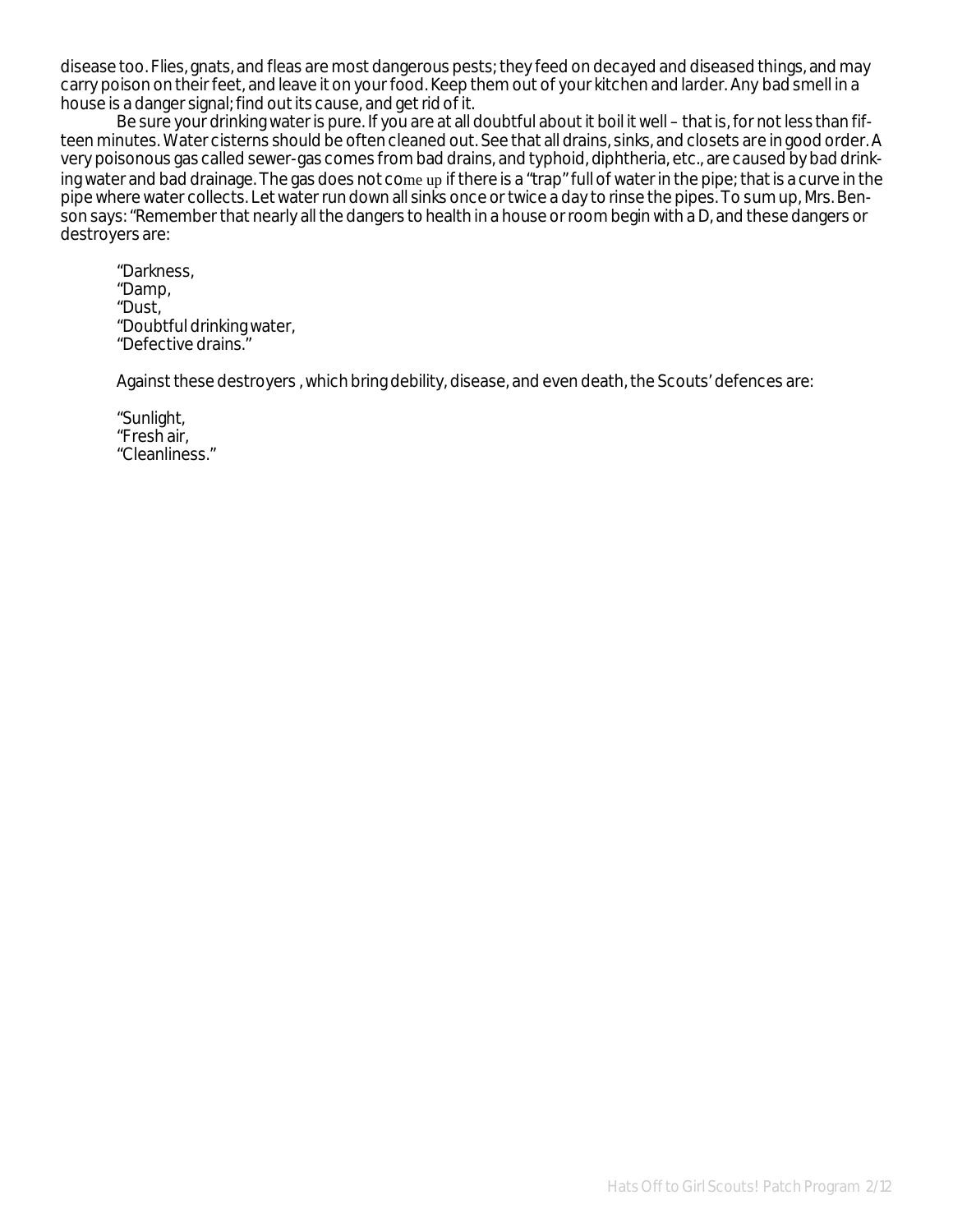disease too. Flies, gnats, and fleas are most dangerous pests; they feed on decayed and diseased things, and may carry poison on their feet, and leave it on your food. Keep them out of your kitchen and larder. Any bad smell in a house is a danger signal; find out its cause, and get rid of it.

Be sure your drinking water is pure. If you are at all doubtful about it boil it well – that is, for not less than fifteen minutes. Water cisterns should be often cleaned out. See that all drains, sinks, and closets are in good order. A very poisonous gas called sewer-gas comes from bad drains, and typhoid, diphtheria, etc., are caused by bad drinking water and bad drainage. The gas does not come up if there is a "trap" full of water in the pipe; that is a curve in the pipe where water collects. Let water run down all sinks once or twice a day to rinse the pipes. To sum up, Mrs. Benson says: "Remember that nearly all the dangers to health in a house or room begin with a D, and these dangers or destroyers are:

"Darkness,
"Damp,
"Dust,
"Doubtful drinking water,
"Defective drains."

Against these destroyers , which bring debility, disease, and even death, the Scouts' defences are:

"Sunlight,
"Fresh air,
"Cleanliness."